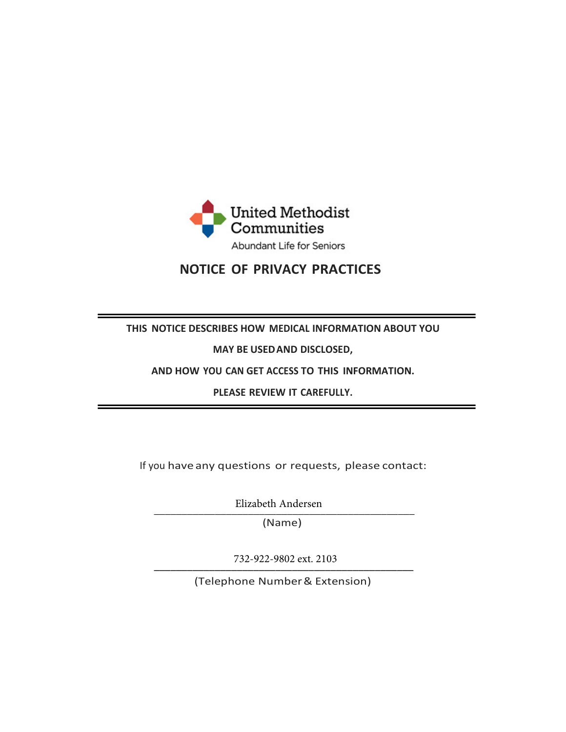United Methodist Communities

Abundant Life for Seniors

# NOTICE OF PRIVACY PRACTICES

---

**THIS NOTICE DESCRIBES HOW MEDICAL INFORMATION ABOUT YOU**

**MAY BE USED AND DISCLOSED,**

**AND HOW YOU CAN GET ACCESS TO THIS INFORMATION.**

**PLEASE REVIEW IT CAREFULLY.**

---

If you have any questions or requests, please contact:

Elizabeth Andersen

(Name)

732-922-9802 ext. 2103

(Telephone Number & Extension)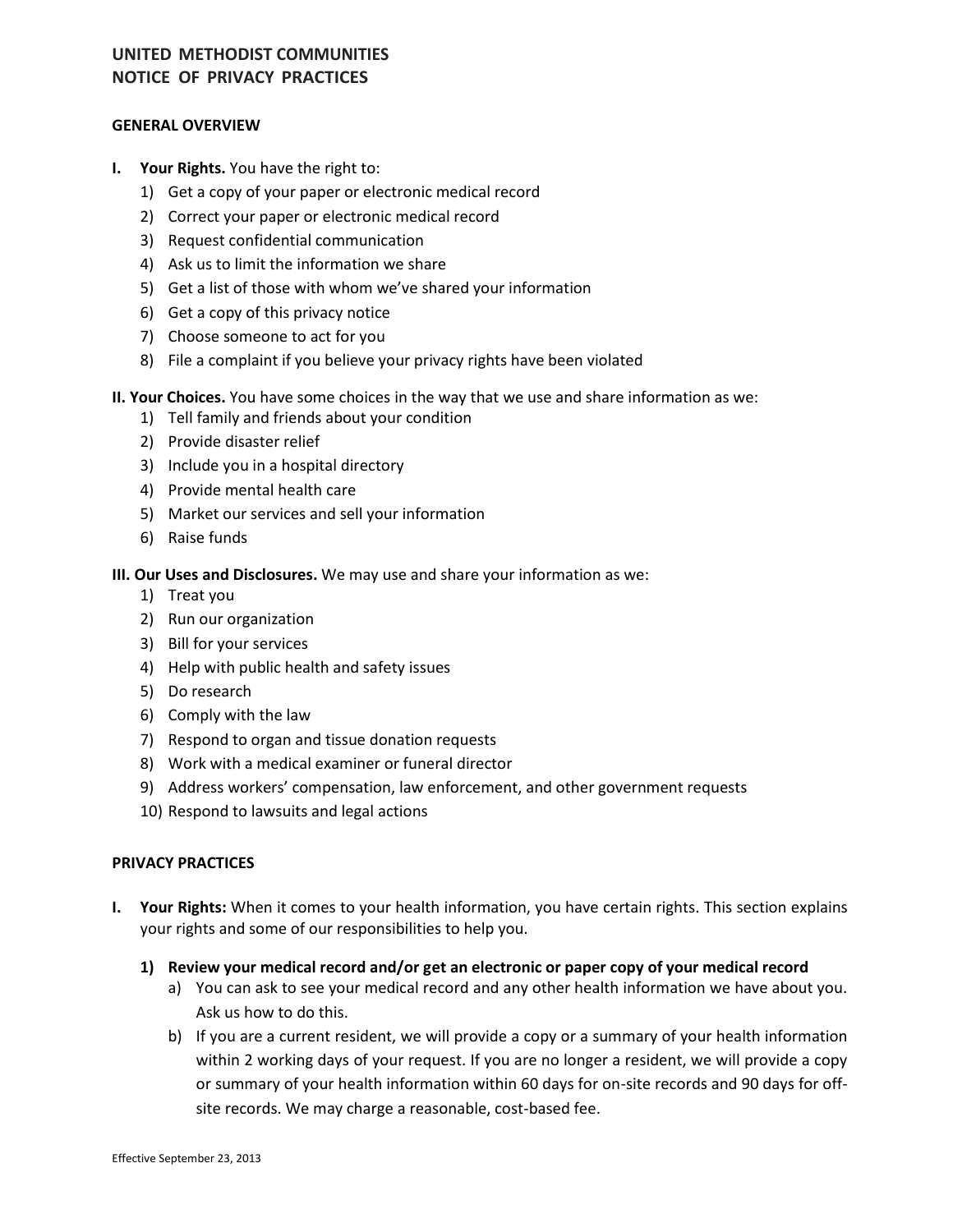# UNITED METHODIST COMMUNITIES
# NOTICE OF PRIVACY PRACTICES

## GENERAL OVERVIEW

**I. Your Rights.** You have the right to:

1) Get a copy of your paper or electronic medical record
2) Correct your paper or electronic medical record
3) Request confidential communication
4) Ask us to limit the information we share
5) Get a list of those with whom we've shared your information
6) Get a copy of this privacy notice
7) Choose someone to act for you
8) File a complaint if you believe your privacy rights have been violated

**II. Your Choices.** You have some choices in the way that we use and share information as we:

1) Tell family and friends about your condition
2) Provide disaster relief
3) Include you in a hospital directory
4) Provide mental health care
5) Market our services and sell your information
6) Raise funds

**III. Our Uses and Disclosures.** We may use and share your information as we:

1) Treat you
2) Run our organization
3) Bill for your services
4) Help with public health and safety issues
5) Do research
6) Comply with the law
7) Respond to organ and tissue donation requests
8) Work with a medical examiner or funeral director
9) Address workers' compensation, law enforcement, and other government requests
10) Respond to lawsuits and legal actions

## PRIVACY PRACTICES

**I. Your Rights:** When it comes to your health information, you have certain rights. This section explains your rights and some of our responsibilities to help you.

**1) Review your medical record and/or get an electronic or paper copy of your medical record**

a) You can ask to see your medical record and any other health information we have about you. Ask us how to do this.

b) If you are a current resident, we will provide a copy or a summary of your health information within 2 working days of your request. If you are no longer a resident, we will provide a copy or summary of your health information within 60 days for on-site records and 90 days for off-site records. We may charge a reasonable, cost-based fee.

Effective September 23, 2013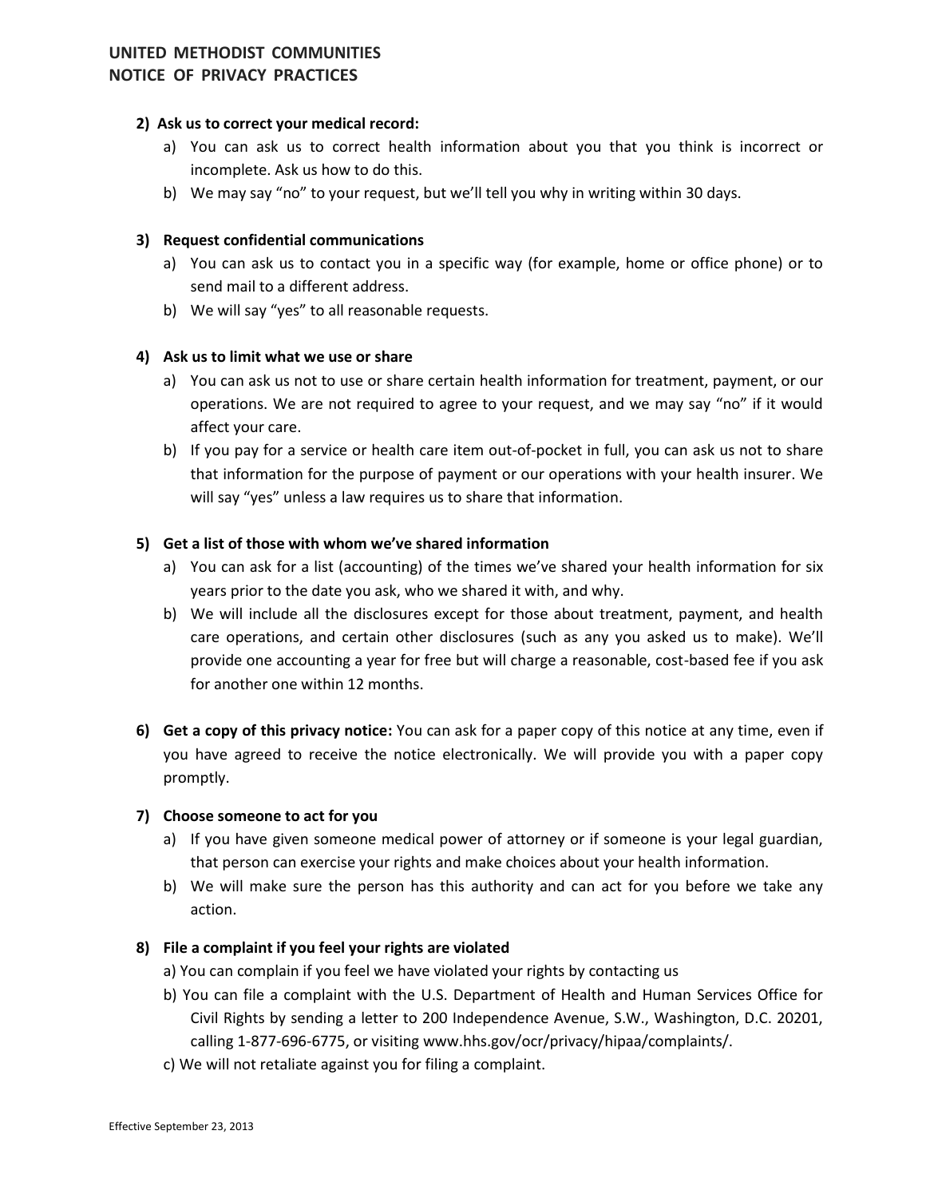**2) Ask us to correct your medical record:**

   a) You can ask us to correct health information about you that you think is incorrect or incomplete. Ask us how to do this.
   b) We may say "no" to your request, but we'll tell you why in writing within 30 days.

**3) Request confidential communications**

   a) You can ask us to contact you in a specific way (for example, home or office phone) or to send mail to a different address.
   b) We will say "yes" to all reasonable requests.

**4) Ask us to limit what we use or share**

   a) You can ask us not to use or share certain health information for treatment, payment, or our operations. We are not required to agree to your request, and we may say "no" if it would affect your care.
   b) If you pay for a service or health care item out-of-pocket in full, you can ask us not to share that information for the purpose of payment or our operations with your health insurer. We will say "yes" unless a law requires us to share that information.

**5) Get a list of those with whom we've shared information**

   a) You can ask for a list (accounting) of the times we've shared your health information for six years prior to the date you ask, who we shared it with, and why.
   b) We will include all the disclosures except for those about treatment, payment, and health care operations, and certain other disclosures (such as any you asked us to make). We'll provide one accounting a year for free but will charge a reasonable, cost-based fee if you ask for another one within 12 months.

**6) Get a copy of this privacy notice:** You can ask for a paper copy of this notice at any time, even if you have agreed to receive the notice electronically. We will provide you with a paper copy promptly.

**7) Choose someone to act for you**

   a) If you have given someone medical power of attorney or if someone is your legal guardian, that person can exercise your rights and make choices about your health information.
   b) We will make sure the person has this authority and can act for you before we take any action.

**8) File a complaint if you feel your rights are violated**

   a) You can complain if you feel we have violated your rights by contacting us
   b) You can file a complaint with the U.S. Department of Health and Human Services Office for Civil Rights by sending a letter to 200 Independence Avenue, S.W., Washington, D.C. 20201, calling 1-877-696-6775, or visiting www.hhs.gov/ocr/privacy/hipaa/complaints/.
   c) We will not retaliate against you for filing a complaint.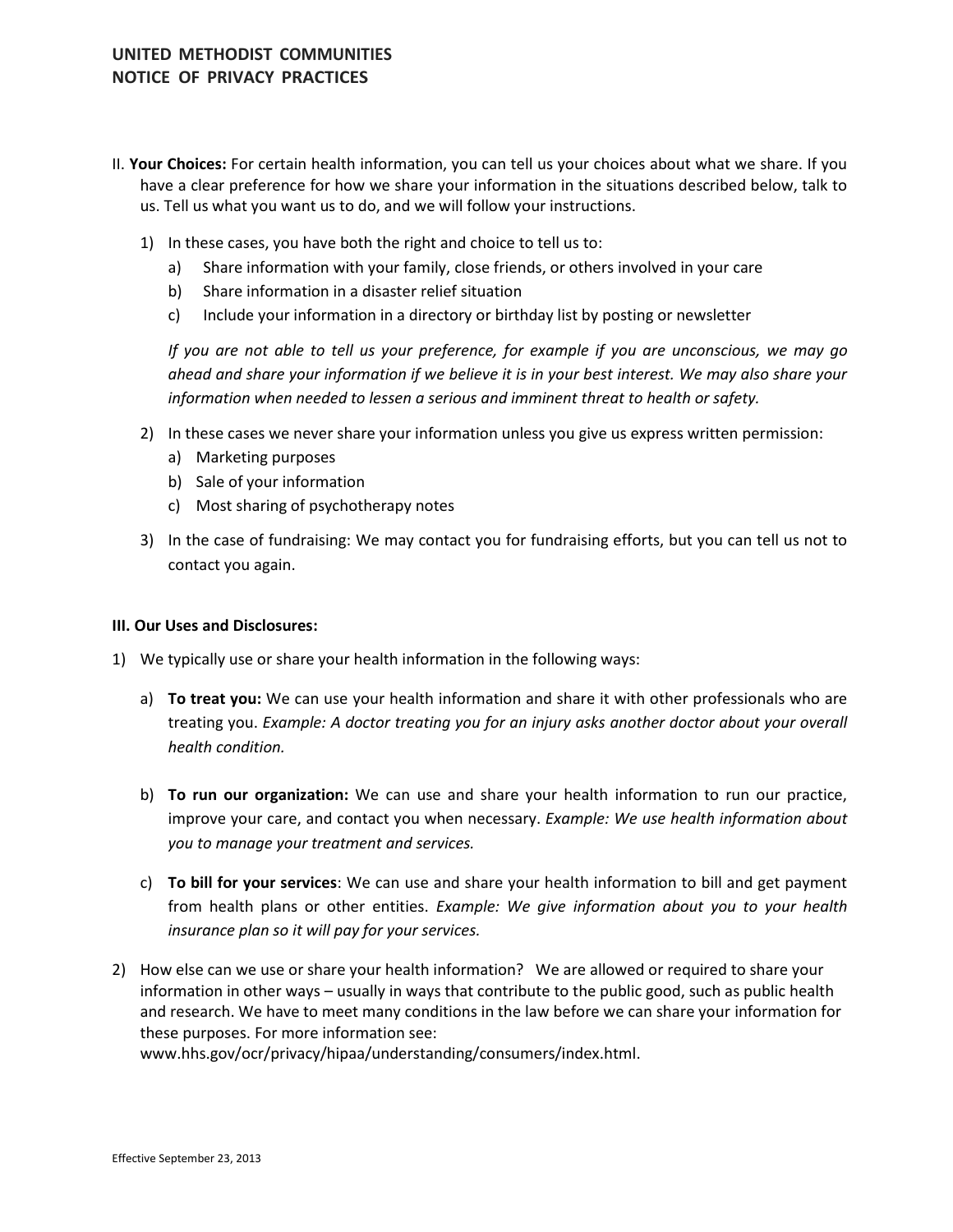II. **Your Choices:** For certain health information, you can tell us your choices about what we share. If you have a clear preference for how we share your information in the situations described below, talk to us. Tell us what you want us to do, and we will follow your instructions.

1) In these cases, you have both the right and choice to tell us to:
   a) Share information with your family, close friends, or others involved in your care
   b) Share information in a disaster relief situation
   c) Include your information in a directory or birthday list by posting or newsletter

   *If you are not able to tell us your preference, for example if you are unconscious, we may go ahead and share your information if we believe it is in your best interest. We may also share your information when needed to lessen a serious and imminent threat to health or safety.*

2) In these cases we never share your information unless you give us express written permission:
   a) Marketing purposes
   b) Sale of your information
   c) Most sharing of psychotherapy notes

3) In the case of fundraising: We may contact you for fundraising efforts, but you can tell us not to contact you again.

**III. Our Uses and Disclosures:**

1) We typically use or share your health information in the following ways:

   a) **To treat you:** We can use your health information and share it with other professionals who are treating you. *Example: A doctor treating you for an injury asks another doctor about your overall health condition.*

   b) **To run our organization:** We can use and share your health information to run our practice, improve your care, and contact you when necessary. *Example: We use health information about you to manage your treatment and services.*

   c) **To bill for your services**: We can use and share your health information to bill and get payment from health plans or other entities. *Example: We give information about you to your health insurance plan so it will pay for your services.*

2) How else can we use or share your health information? We are allowed or required to share your information in other ways – usually in ways that contribute to the public good, such as public health and research. We have to meet many conditions in the law before we can share your information for these purposes. For more information see: www.hhs.gov/ocr/privacy/hipaa/understanding/consumers/index.html.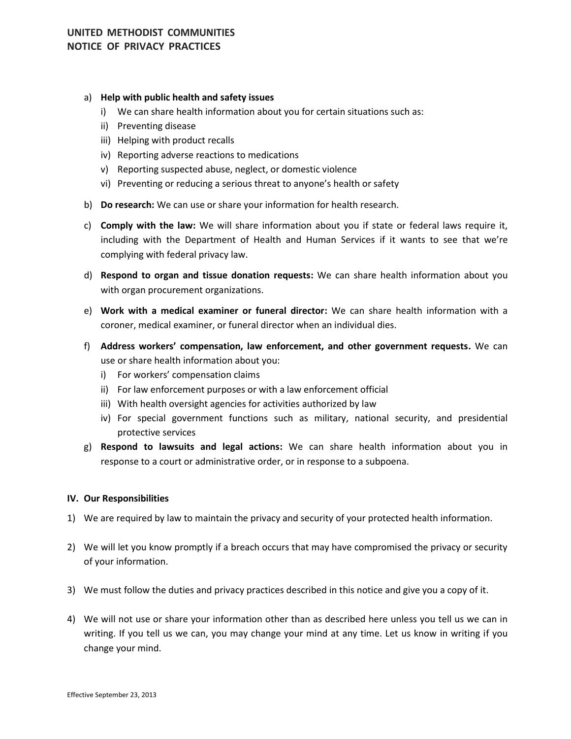a) **Help with public health and safety issues**
   i) We can share health information about you for certain situations such as:
   ii) Preventing disease
   iii) Helping with product recalls
   iv) Reporting adverse reactions to medications
   v) Reporting suspected abuse, neglect, or domestic violence
   vi) Preventing or reducing a serious threat to anyone's health or safety

b) **Do research:** We can use or share your information for health research.

c) **Comply with the law:** We will share information about you if state or federal laws require it, including with the Department of Health and Human Services if it wants to see that we're complying with federal privacy law.

d) **Respond to organ and tissue donation requests:** We can share health information about you with organ procurement organizations.

e) **Work with a medical examiner or funeral director:** We can share health information with a coroner, medical examiner, or funeral director when an individual dies.

f) **Address workers' compensation, law enforcement, and other government requests.** We can use or share health information about you:
   i) For workers' compensation claims
   ii) For law enforcement purposes or with a law enforcement official
   iii) With health oversight agencies for activities authorized by law
   iv) For special government functions such as military, national security, and presidential protective services

g) **Respond to lawsuits and legal actions:** We can share health information about you in response to a court or administrative order, or in response to a subpoena.

**IV. Our Responsibilities**

1) We are required by law to maintain the privacy and security of your protected health information.

2) We will let you know promptly if a breach occurs that may have compromised the privacy or security of your information.

3) We must follow the duties and privacy practices described in this notice and give you a copy of it.

4) We will not use or share your information other than as described here unless you tell us we can in writing. If you tell us we can, you may change your mind at any time. Let us know in writing if you change your mind.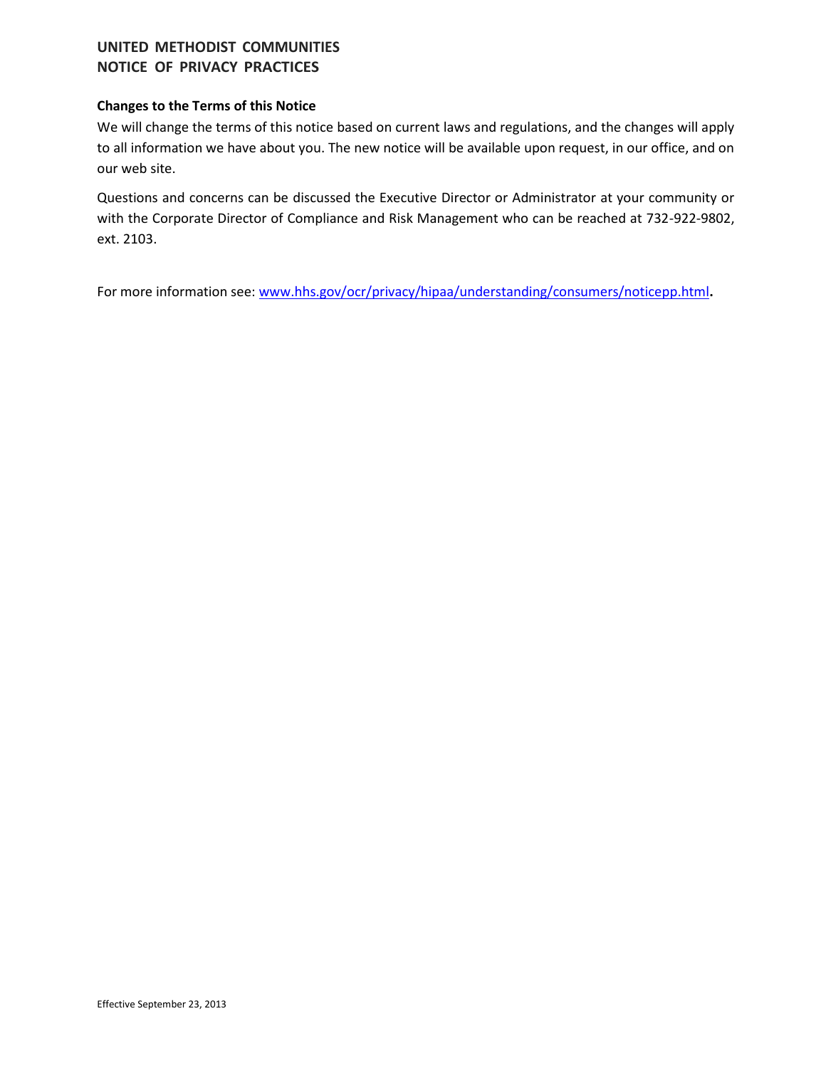### Changes to the Terms of this Notice

We will change the terms of this notice based on current laws and regulations, and the changes will apply to all information we have about you. The new notice will be available upon request, in our office, and on our web site.

Questions and concerns can be discussed the Executive Director or Administrator at your community or with the Corporate Director of Compliance and Risk Management who can be reached at 732-922-9802, ext. 2103.

For more information see: [www.hhs.gov/ocr/privacy/hipaa/understanding/consumers/noticepp.html](http://www.hhs.gov/ocr/privacy/hipaa/understanding/consumers/noticepp.html)**.**